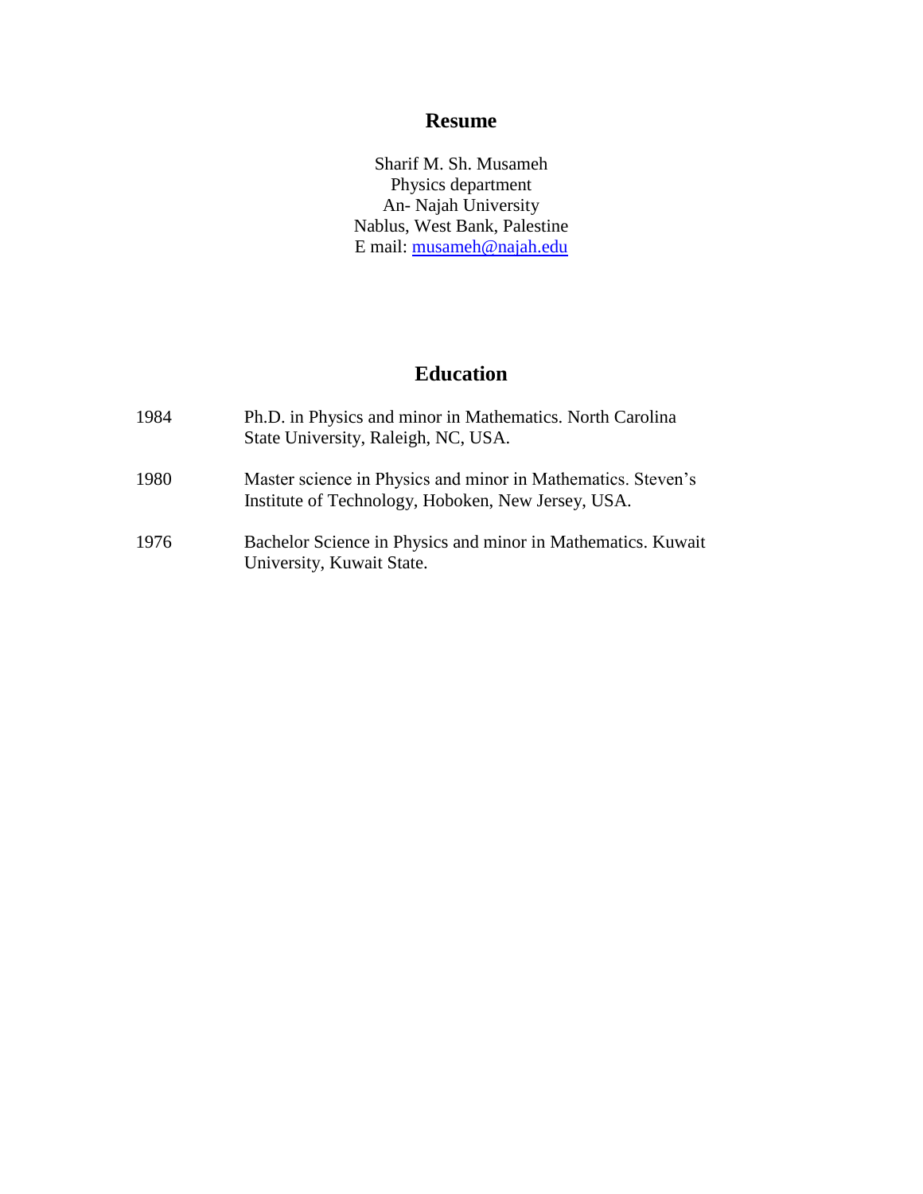# Resume

Sharif M. Sh. Musameh
Physics department
An- Najah University
Nablus, West Bank, Palestine
E mail: musameh@najah.edu

## Education

| | |
|---|---|
| 1984 | Ph.D. in Physics and minor in Mathematics. North Carolina State University, Raleigh, NC, USA. |
| 1980 | Master science in Physics and minor in Mathematics. Steven's Institute of Technology, Hoboken, New Jersey, USA. |
| 1976 | Bachelor Science in Physics and minor in Mathematics. Kuwait University, Kuwait State. |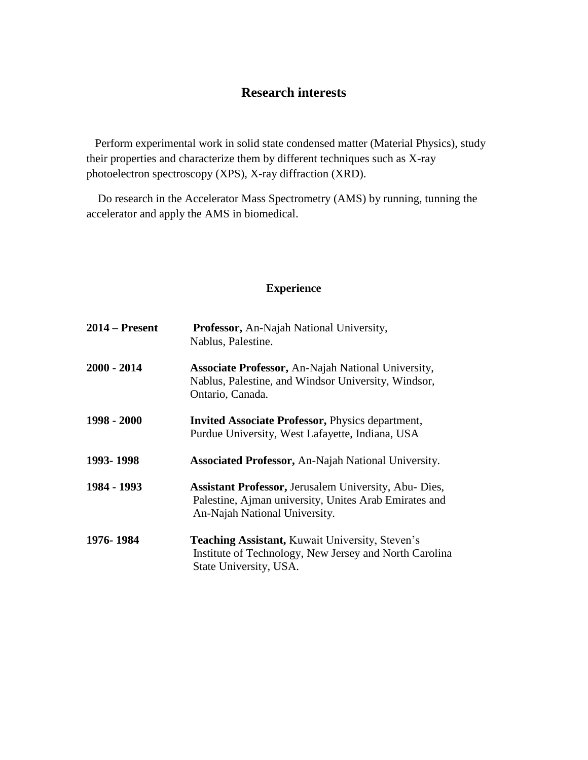## Research interests

Perform experimental work in solid state condensed matter (Material Physics), study their properties and characterize them by different techniques such as X-ray photoelectron spectroscopy (XPS), X-ray diffraction (XRD).

Do research in the Accelerator Mass Spectrometry (AMS) by running, tunning the accelerator and apply the AMS in biomedical.

## Experience

| | |
|---|---|
| **2014 – Present** | **Professor,** An-Najah National University, Nablus, Palestine. |
| **2000 - 2014** | **Associate Professor,** An-Najah National University, Nablus, Palestine, and Windsor University, Windsor, Ontario, Canada. |
| **1998 - 2000** | **Invited Associate Professor,** Physics department, Purdue University, West Lafayette, Indiana, USA |
| **1993- 1998** | **Associated Professor,** An-Najah National University. |
| **1984 - 1993** | **Assistant Professor,** Jerusalem University, Abu- Dies, Palestine, Ajman university, Unites Arab Emirates and An-Najah National University. |
| **1976- 1984** | **Teaching Assistant,** Kuwait University, Steven's Institute of Technology, New Jersey and North Carolina State University, USA. |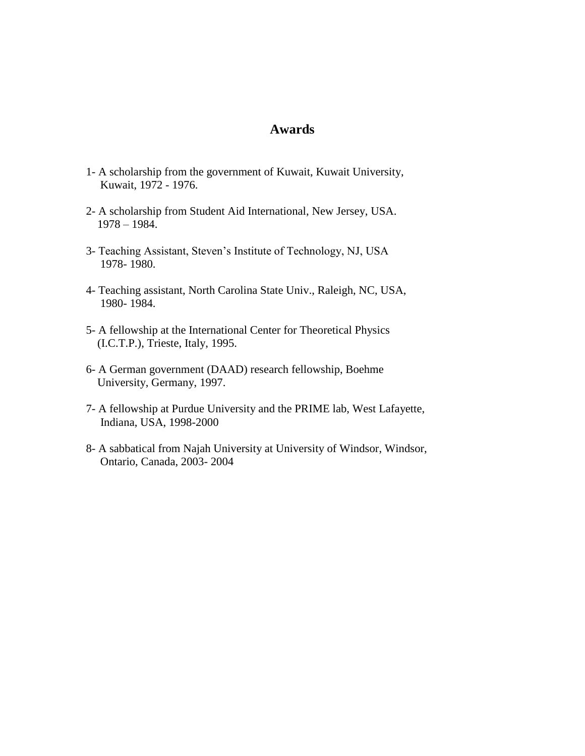## Awards

1- A scholarship from the government of Kuwait, Kuwait University, Kuwait, 1972 - 1976.

2- A scholarship from Student Aid International, New Jersey, USA. 1978 – 1984.

3- Teaching Assistant, Steven's Institute of Technology, NJ, USA 1978- 1980.

4- Teaching assistant, North Carolina State Univ., Raleigh, NC, USA, 1980- 1984.

5- A fellowship at the International Center for Theoretical Physics (I.C.T.P.), Trieste, Italy, 1995.

6- A German government (DAAD) research fellowship, Boehme University, Germany, 1997.

7- A fellowship at Purdue University and the PRIME lab, West Lafayette, Indiana, USA, 1998-2000

8- A sabbatical from Najah University at University of Windsor, Windsor, Ontario, Canada, 2003- 2004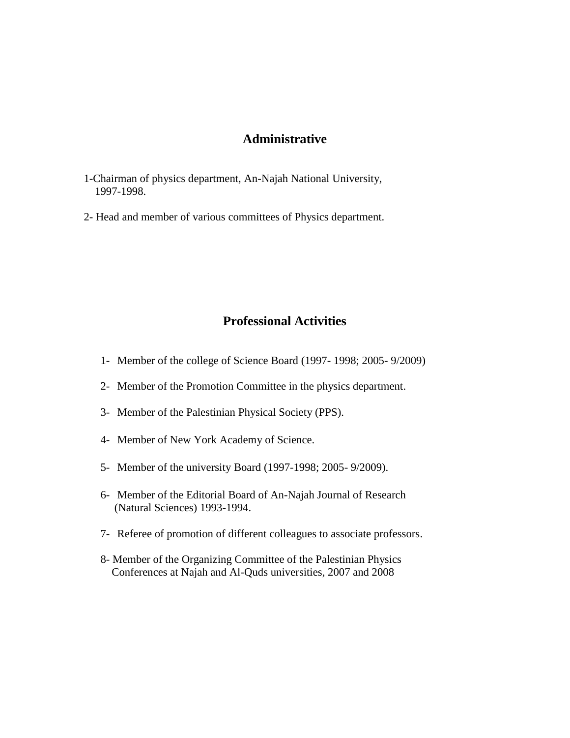## Administrative

1-Chairman of physics department, An-Najah National University, 1997-1998.

2- Head and member of various committees of Physics department.

## Professional Activities

1- Member of the college of Science Board (1997- 1998; 2005- 9/2009)

2- Member of the Promotion Committee in the physics department.

3- Member of the Palestinian Physical Society (PPS).

4- Member of New York Academy of Science.

5- Member of the university Board (1997-1998; 2005- 9/2009).

6- Member of the Editorial Board of An-Najah Journal of Research (Natural Sciences) 1993-1994.

7- Referee of promotion of different colleagues to associate professors.

8- Member of the Organizing Committee of the Palestinian Physics Conferences at Najah and Al-Quds universities, 2007 and 2008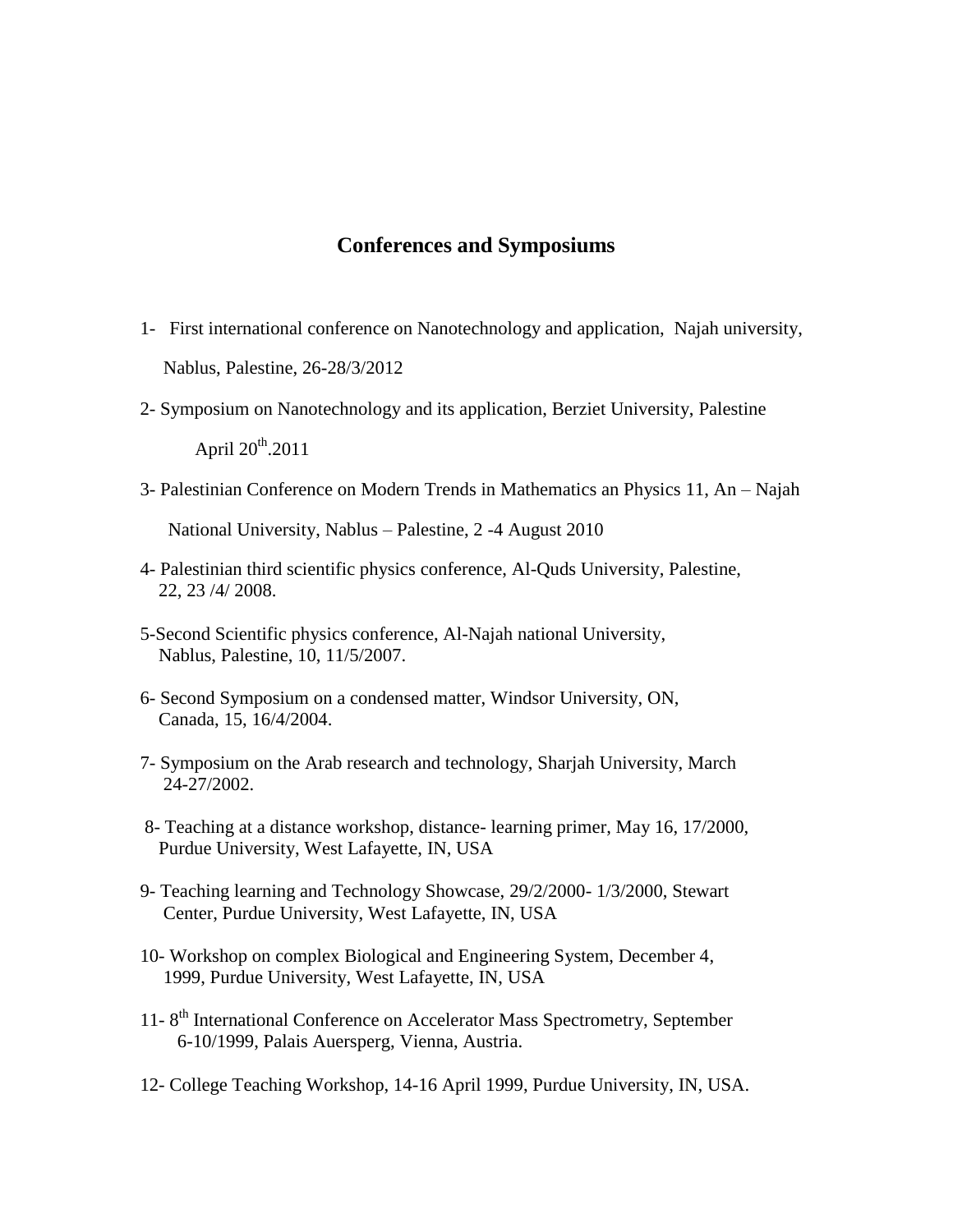## Conferences and Symposiums

1- First international conference on Nanotechnology and application, Najah university, Nablus, Palestine, 26-28/3/2012

2- Symposium on Nanotechnology and its application, Berziet University, Palestine April 20th.2011

3- Palestinian Conference on Modern Trends in Mathematics an Physics 11, An – Najah National University, Nablus – Palestine, 2 -4 August 2010

4- Palestinian third scientific physics conference, Al-Quds University, Palestine, 22, 23 /4/ 2008.

5-Second Scientific physics conference, Al-Najah national University, Nablus, Palestine, 10, 11/5/2007.

6- Second Symposium on a condensed matter, Windsor University, ON, Canada, 15, 16/4/2004.

7- Symposium on the Arab research and technology, Sharjah University, March 24-27/2002.

8- Teaching at a distance workshop, distance- learning primer, May 16, 17/2000, Purdue University, West Lafayette, IN, USA

9- Teaching learning and Technology Showcase, 29/2/2000- 1/3/2000, Stewart Center, Purdue University, West Lafayette, IN, USA

10- Workshop on complex Biological and Engineering System, December 4, 1999, Purdue University, West Lafayette, IN, USA

11- 8th International Conference on Accelerator Mass Spectrometry, September 6-10/1999, Palais Auersperg, Vienna, Austria.

12- College Teaching Workshop, 14-16 April 1999, Purdue University, IN, USA.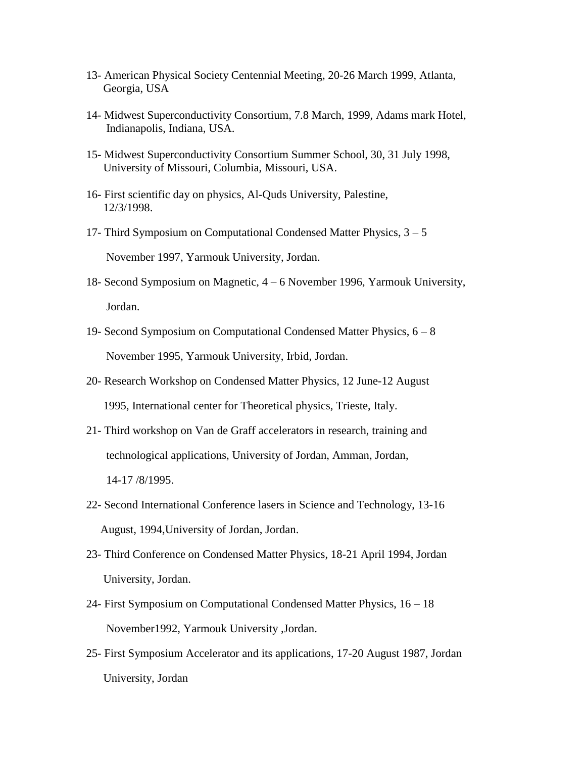13- American Physical Society Centennial Meeting, 20-26 March 1999, Atlanta, Georgia, USA

14- Midwest Superconductivity Consortium, 7.8 March, 1999, Adams mark Hotel, Indianapolis, Indiana, USA.

15- Midwest Superconductivity Consortium Summer School, 30, 31 July 1998, University of Missouri, Columbia, Missouri, USA.

16- First scientific day on physics, Al-Quds University, Palestine, 12/3/1998.

17- Third Symposium on Computational Condensed Matter Physics, 3 – 5 November 1997, Yarmouk University, Jordan.

18- Second Symposium on Magnetic, 4 – 6 November 1996, Yarmouk University, Jordan.

19- Second Symposium on Computational Condensed Matter Physics, 6 – 8 November 1995, Yarmouk University, Irbid, Jordan.

20- Research Workshop on Condensed Matter Physics, 12 June-12 August 1995, International center for Theoretical physics, Trieste, Italy.

21- Third workshop on Van de Graff accelerators in research, training and technological applications, University of Jordan, Amman, Jordan, 14-17 /8/1995.

22- Second International Conference lasers in Science and Technology, 13-16 August, 1994,University of Jordan, Jordan.

23- Third Conference on Condensed Matter Physics, 18-21 April 1994, Jordan University, Jordan.

24- First Symposium on Computational Condensed Matter Physics, 16 – 18 November1992, Yarmouk University ,Jordan.

25- First Symposium Accelerator and its applications, 17-20 August 1987, Jordan University, Jordan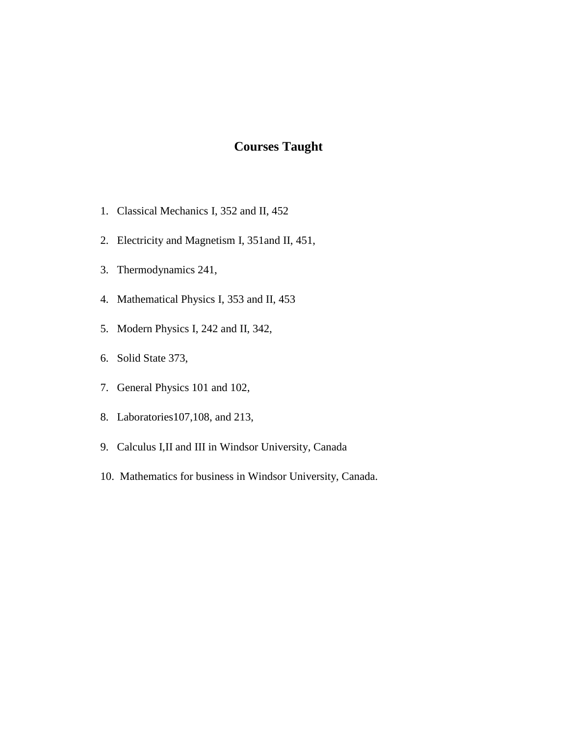## Courses Taught

1. Classical Mechanics I, 352 and II, 452
2. Electricity and Magnetism I, 351and II, 451,
3. Thermodynamics 241,
4. Mathematical Physics I, 353 and II, 453
5. Modern Physics I, 242 and II, 342,
6. Solid State 373,
7. General Physics 101 and 102,
8. Laboratories107,108, and 213,
9. Calculus I,II and III in Windsor University, Canada
10. Mathematics for business in Windsor University, Canada.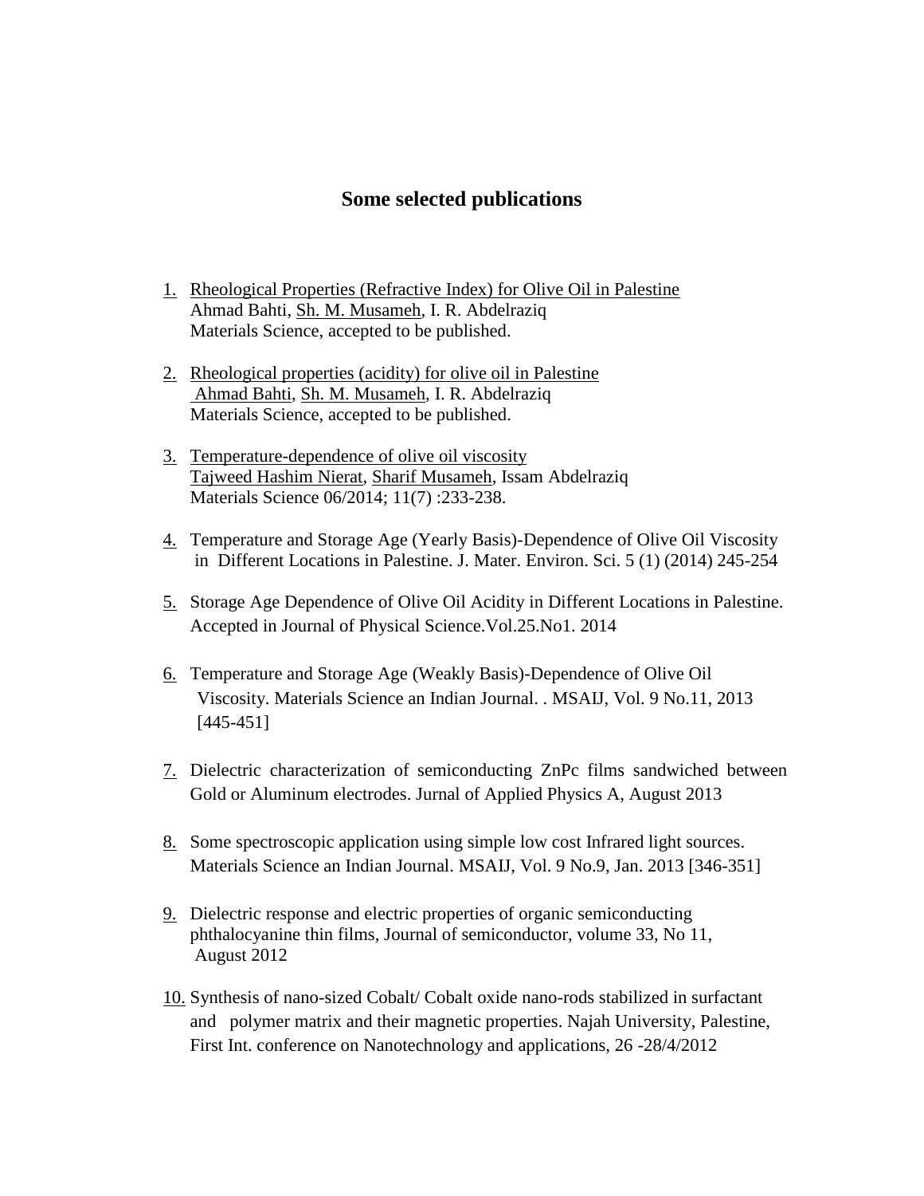## Some selected publications

1. Rheological Properties (Refractive Index) for Olive Oil in Palestine
   Ahmad Bahti, Sh. M. Musameh, I. R. Abdelraziq
   Materials Science, accepted to be published.

2. Rheological properties (acidity) for olive oil in Palestine
   Ahmad Bahti, Sh. M. Musameh, I. R. Abdelraziq
   Materials Science, accepted to be published.

3. Temperature-dependence of olive oil viscosity
   Tajweed Hashim Nierat, Sharif Musameh, Issam Abdelraziq
   Materials Science 06/2014; 11(7) :233-238.

4. Temperature and Storage Age (Yearly Basis)-Dependence of Olive Oil Viscosity in Different Locations in Palestine. J. Mater. Environ. Sci. 5 (1) (2014) 245-254

5. Storage Age Dependence of Olive Oil Acidity in Different Locations in Palestine. Accepted in Journal of Physical Science.Vol.25.No1. 2014

6. Temperature and Storage Age (Weakly Basis)-Dependence of Olive Oil Viscosity. Materials Science an Indian Journal. . MSAIJ, Vol. 9 No.11, 2013 [445-451]

7. Dielectric characterization of semiconducting ZnPc films sandwiched between Gold or Aluminum electrodes. Jurnal of Applied Physics A, August 2013

8. Some spectroscopic application using simple low cost Infrared light sources. Materials Science an Indian Journal. MSAIJ, Vol. 9 No.9, Jan. 2013 [346-351]

9. Dielectric response and electric properties of organic semiconducting phthalocyanine thin films, Journal of semiconductor, volume 33, No 11, August 2012

10. Synthesis of nano-sized Cobalt/ Cobalt oxide nano-rods stabilized in surfactant and polymer matrix and their magnetic properties. Najah University, Palestine, First Int. conference on Nanotechnology and applications, 26 -28/4/2012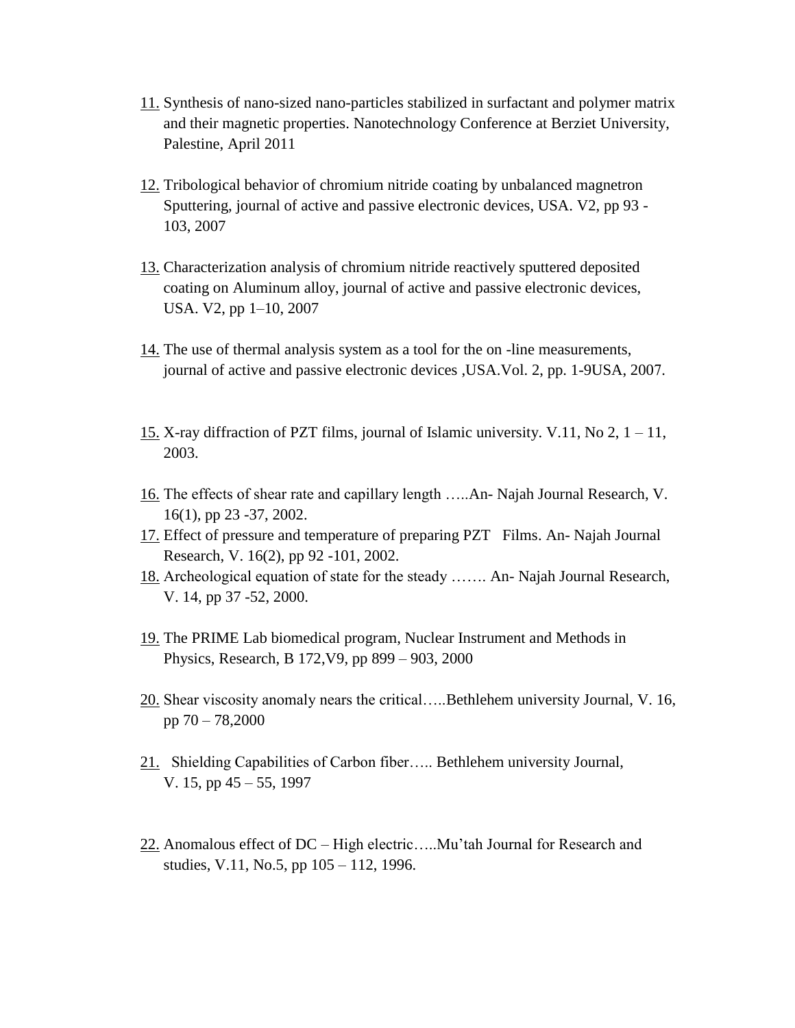11. Synthesis of nano-sized nano-particles stabilized in surfactant and polymer matrix and their magnetic properties. Nanotechnology Conference at Berziet University, Palestine, April 2011

12. Tribological behavior of chromium nitride coating by unbalanced magnetron Sputtering, journal of active and passive electronic devices, USA. V2, pp 93 -103, 2007

13. Characterization analysis of chromium nitride reactively sputtered deposited coating on Aluminum alloy, journal of active and passive electronic devices, USA. V2, pp 1–10, 2007

14. The use of thermal analysis system as a tool for the on -line measurements, journal of active and passive electronic devices ,USA.Vol. 2, pp. 1-9USA, 2007.

15. X-ray diffraction of PZT films, journal of Islamic university. V.11, No 2, 1 – 11, 2003.

16. The effects of shear rate and capillary length …..An- Najah Journal Research, V. 16(1), pp 23 -37, 2002.
17. Effect of pressure and temperature of preparing PZT Films. An- Najah Journal Research, V. 16(2), pp 92 -101, 2002.
18. Archeological equation of state for the steady ……. An- Najah Journal Research, V. 14, pp 37 -52, 2000.

19. The PRIME Lab biomedical program, Nuclear Instrument and Methods in Physics, Research, B 172,V9, pp 899 – 903, 2000

20. Shear viscosity anomaly nears the critical…..Bethlehem university Journal, V. 16, pp 70 – 78,2000

21. Shielding Capabilities of Carbon fiber….. Bethlehem university Journal, V. 15, pp 45 – 55, 1997

22. Anomalous effect of DC – High electric…..Mu'tah Journal for Research and studies, V.11, No.5, pp 105 – 112, 1996.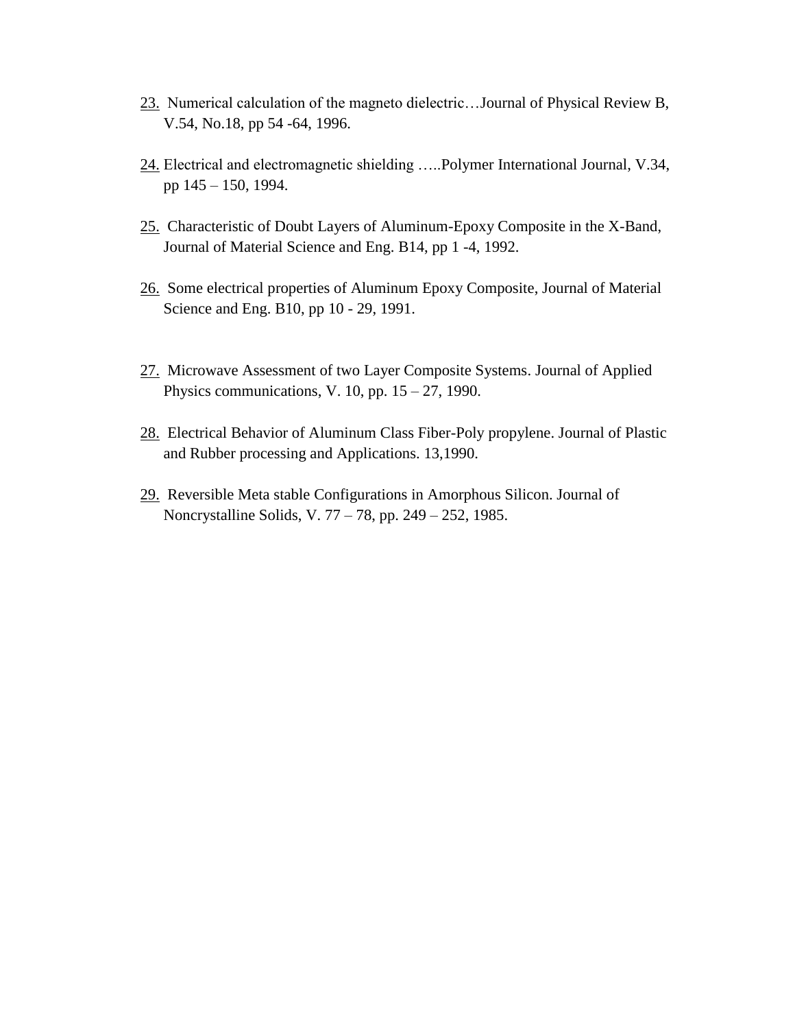23. Numerical calculation of the magneto dielectric…Journal of Physical Review B, V.54, No.18, pp 54 -64, 1996.

24. Electrical and electromagnetic shielding …..Polymer International Journal, V.34, pp 145 – 150, 1994.

25. Characteristic of Doubt Layers of Aluminum-Epoxy Composite in the X-Band, Journal of Material Science and Eng. B14, pp 1 -4, 1992.

26. Some electrical properties of Aluminum Epoxy Composite, Journal of Material Science and Eng. B10, pp 10 - 29, 1991.

27. Microwave Assessment of two Layer Composite Systems. Journal of Applied Physics communications, V. 10, pp. 15 – 27, 1990.

28. Electrical Behavior of Aluminum Class Fiber-Poly propylene. Journal of Plastic and Rubber processing and Applications. 13,1990.

29. Reversible Meta stable Configurations in Amorphous Silicon. Journal of Noncrystalline Solids, V. 77 – 78, pp. 249 – 252, 1985.